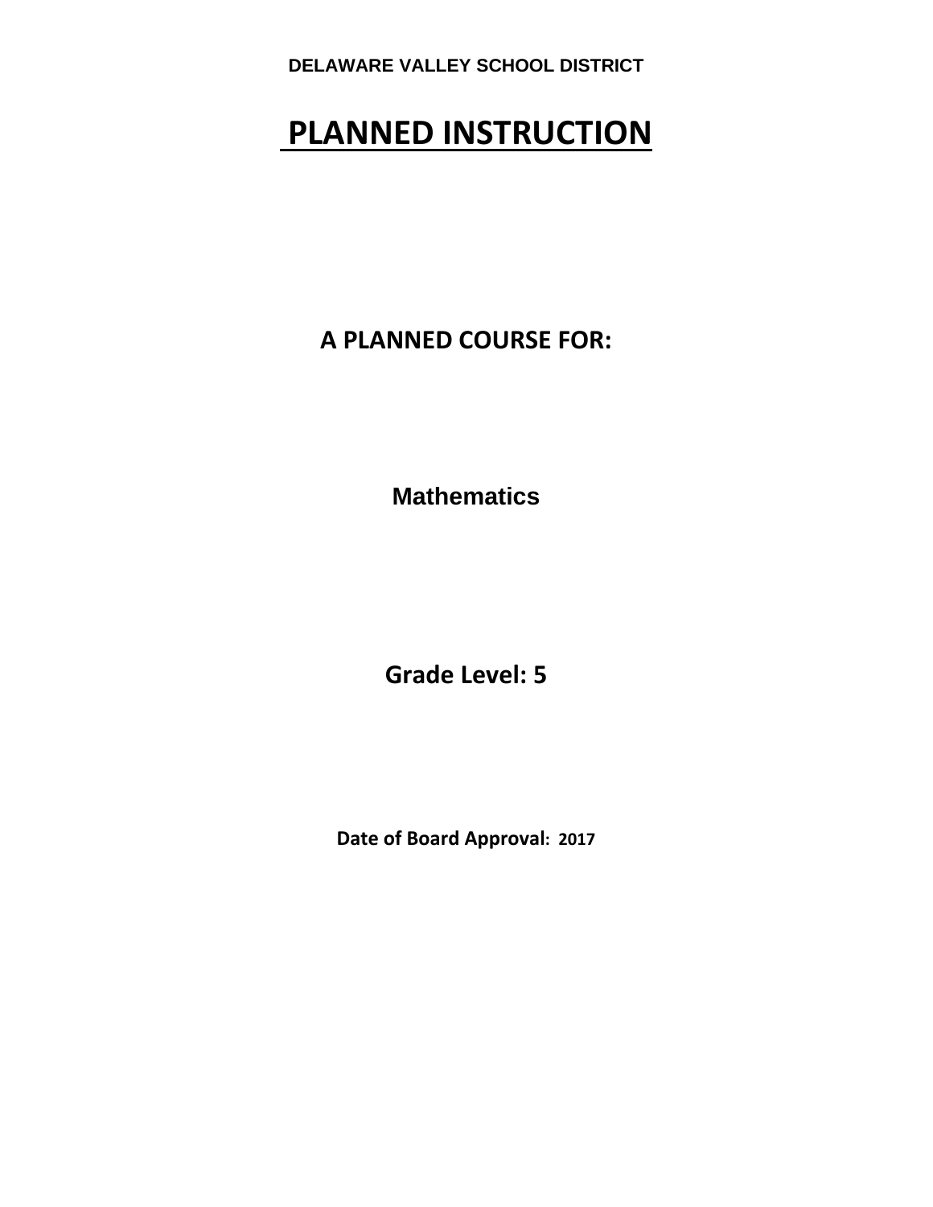**DELAWARE VALLEY SCHOOL DISTRICT**

# PLANNED INSTRUCTION

## A PLANNED COURSE FOR:

**Mathematics**

**Grade Level: 5**

**Date of Board Approval: 2017**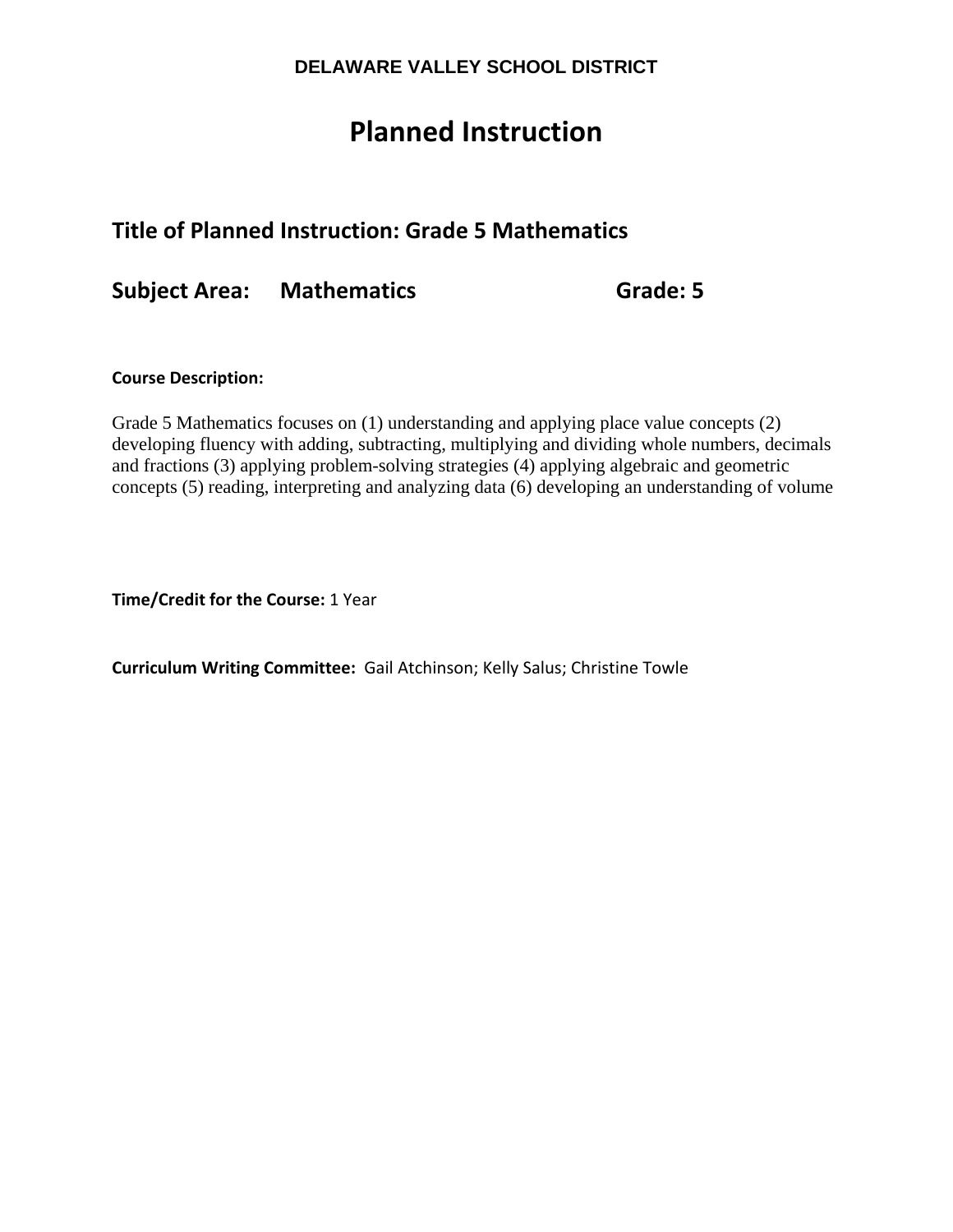**DELAWARE VALLEY SCHOOL DISTRICT**

# Planned Instruction

## Title of Planned Instruction: Grade 5 Mathematics

## Subject Area: Mathematics Grade: 5

**Course Description:**

Grade 5 Mathematics focuses on (1) understanding and applying place value concepts (2) developing fluency with adding, subtracting, multiplying and dividing whole numbers, decimals and fractions (3) applying problem-solving strategies (4) applying algebraic and geometric concepts (5) reading, interpreting and analyzing data (6) developing an understanding of volume

**Time/Credit for the Course:** 1 Year

**Curriculum Writing Committee:** Gail Atchinson; Kelly Salus; Christine Towle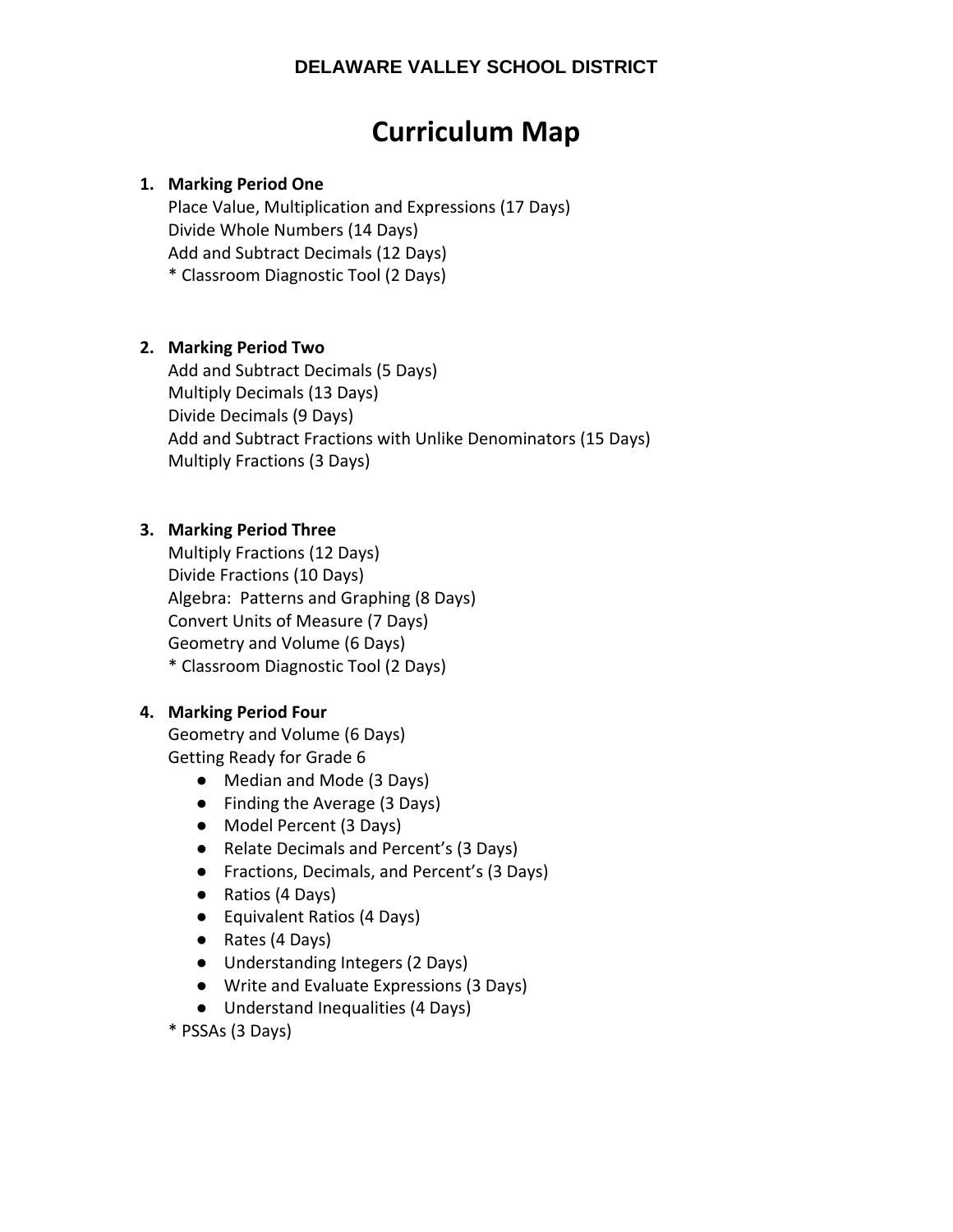**DELAWARE VALLEY SCHOOL DISTRICT**

# Curriculum Map

1. **Marking Period One**
   Place Value, Multiplication and Expressions (17 Days)
   Divide Whole Numbers (14 Days)
   Add and Subtract Decimals (12 Days)
   * Classroom Diagnostic Tool (2 Days)

2. **Marking Period Two**
   Add and Subtract Decimals (5 Days)
   Multiply Decimals (13 Days)
   Divide Decimals (9 Days)
   Add and Subtract Fractions with Unlike Denominators (15 Days)
   Multiply Fractions (3 Days)

3. **Marking Period Three**
   Multiply Fractions (12 Days)
   Divide Fractions (10 Days)
   Algebra:  Patterns and Graphing (8 Days)
   Convert Units of Measure (7 Days)
   Geometry and Volume (6 Days)
   * Classroom Diagnostic Tool (2 Days)

4. **Marking Period Four**
   Geometry and Volume (6 Days)
   Getting Ready for Grade 6
   - Median and Mode (3 Days)
   - Finding the Average (3 Days)
   - Model Percent (3 Days)
   - Relate Decimals and Percent's (3 Days)
   - Fractions, Decimals, and Percent's (3 Days)
   - Ratios (4 Days)
   - Equivalent Ratios (4 Days)
   - Rates (4 Days)
   - Understanding Integers (2 Days)
   - Write and Evaluate Expressions (3 Days)
   - Understand Inequalities (4 Days)

   * PSSAs (3 Days)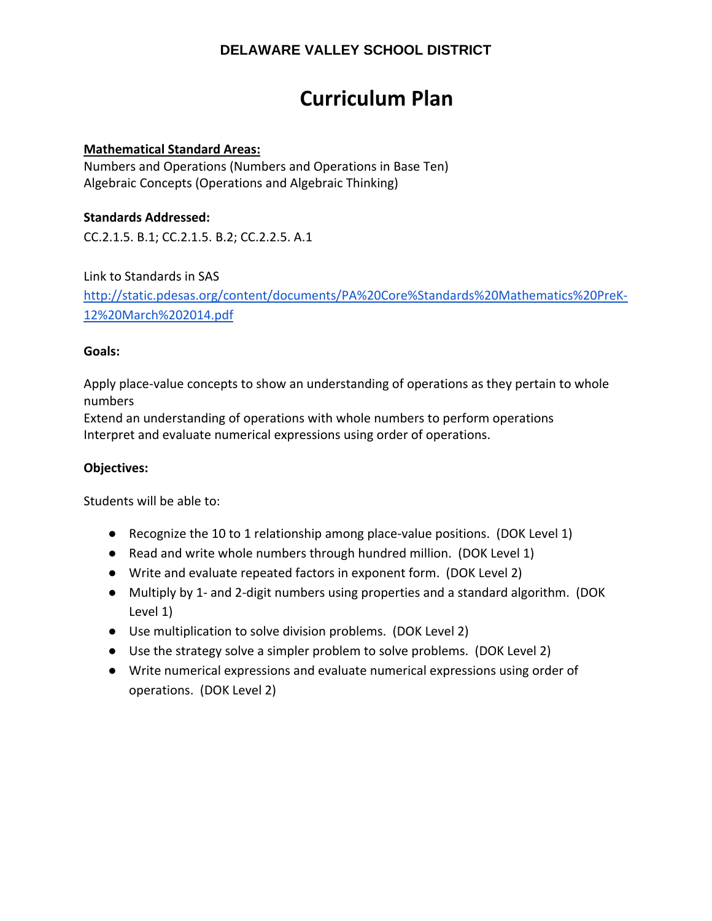**DELAWARE VALLEY SCHOOL DISTRICT**

# Curriculum Plan

**Mathematical Standard Areas:**
Numbers and Operations (Numbers and Operations in Base Ten)
Algebraic Concepts (Operations and Algebraic Thinking)

**Standards Addressed:**
CC.2.1.5. B.1; CC.2.1.5. B.2; CC.2.2.5. A.1

Link to Standards in SAS
[http://static.pdesas.org/content/documents/PA%20Core%Standards%20Mathematics%20PreK-12%20March%202014.pdf](http://static.pdesas.org/content/documents/PA%20Core%Standards%20Mathematics%20PreK-12%20March%202014.pdf)

**Goals:**

Apply place-value concepts to show an understanding of operations as they pertain to whole numbers
Extend an understanding of operations with whole numbers to perform operations
Interpret and evaluate numerical expressions using order of operations.

**Objectives:**

Students will be able to:

- Recognize the 10 to 1 relationship among place-value positions. (DOK Level 1)
- Read and write whole numbers through hundred million. (DOK Level 1)
- Write and evaluate repeated factors in exponent form. (DOK Level 2)
- Multiply by 1- and 2-digit numbers using properties and a standard algorithm. (DOK Level 1)
- Use multiplication to solve division problems. (DOK Level 2)
- Use the strategy solve a simpler problem to solve problems. (DOK Level 2)
- Write numerical expressions and evaluate numerical expressions using order of operations. (DOK Level 2)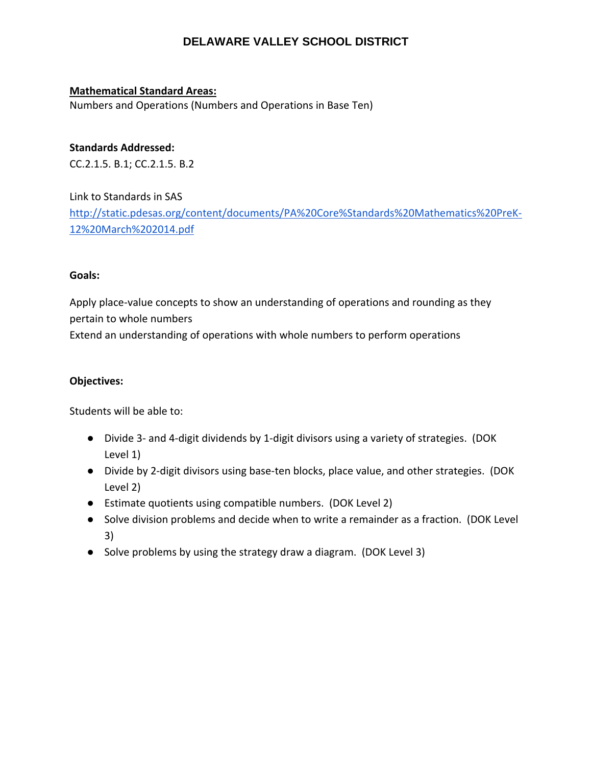# DELAWARE VALLEY SCHOOL DISTRICT

**Mathematical Standard Areas:**

Numbers and Operations (Numbers and Operations in Base Ten)

**Standards Addressed:**

CC.2.1.5. B.1; CC.2.1.5. B.2

Link to Standards in SAS

http://static.pdesas.org/content/documents/PA%20Core%Standards%20Mathematics%20PreK-12%20March%202014.pdf

**Goals:**

Apply place-value concepts to show an understanding of operations and rounding as they pertain to whole numbers

Extend an understanding of operations with whole numbers to perform operations

**Objectives:**

Students will be able to:

- Divide 3- and 4-digit dividends by 1-digit divisors using a variety of strategies. (DOK Level 1)
- Divide by 2-digit divisors using base-ten blocks, place value, and other strategies. (DOK Level 2)
- Estimate quotients using compatible numbers. (DOK Level 2)
- Solve division problems and decide when to write a remainder as a fraction. (DOK Level 3)
- Solve problems by using the strategy draw a diagram. (DOK Level 3)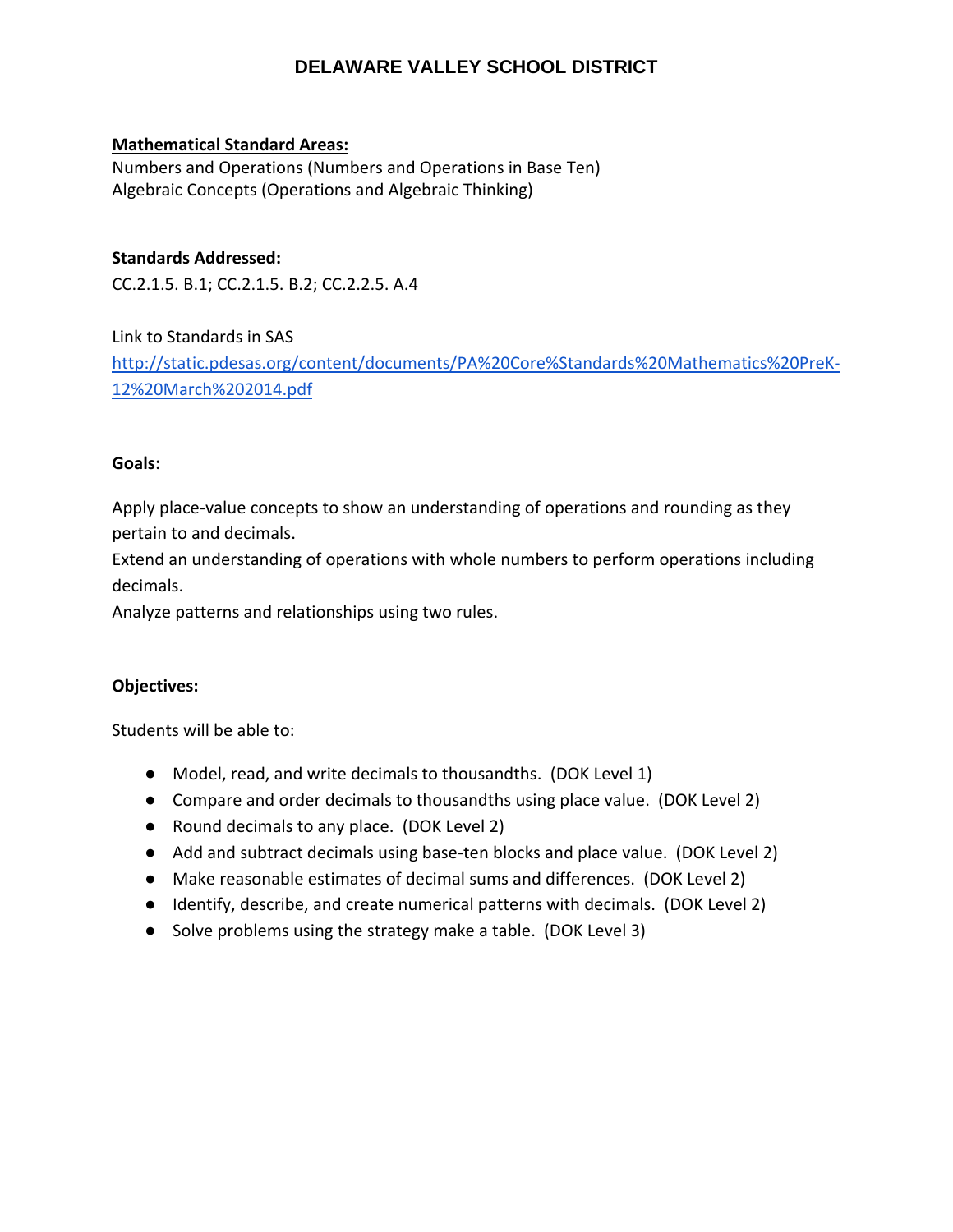# DELAWARE VALLEY SCHOOL DISTRICT

**Mathematical Standard Areas:**

Numbers and Operations (Numbers and Operations in Base Ten)
Algebraic Concepts (Operations and Algebraic Thinking)

**Standards Addressed:**

CC.2.1.5. B.1; CC.2.1.5. B.2; CC.2.2.5. A.4

Link to Standards in SAS
[http://static.pdesas.org/content/documents/PA%20Core%Standards%20Mathematics%20PreK-12%20March%202014.pdf](http://static.pdesas.org/content/documents/PA%20Core%Standards%20Mathematics%20PreK-12%20March%202014.pdf)

**Goals:**

Apply place-value concepts to show an understanding of operations and rounding as they pertain to and decimals.
Extend an understanding of operations with whole numbers to perform operations including decimals.
Analyze patterns and relationships using two rules.

**Objectives:**

Students will be able to:

- Model, read, and write decimals to thousandths. (DOK Level 1)
- Compare and order decimals to thousandths using place value. (DOK Level 2)
- Round decimals to any place. (DOK Level 2)
- Add and subtract decimals using base-ten blocks and place value. (DOK Level 2)
- Make reasonable estimates of decimal sums and differences. (DOK Level 2)
- Identify, describe, and create numerical patterns with decimals. (DOK Level 2)
- Solve problems using the strategy make a table. (DOK Level 3)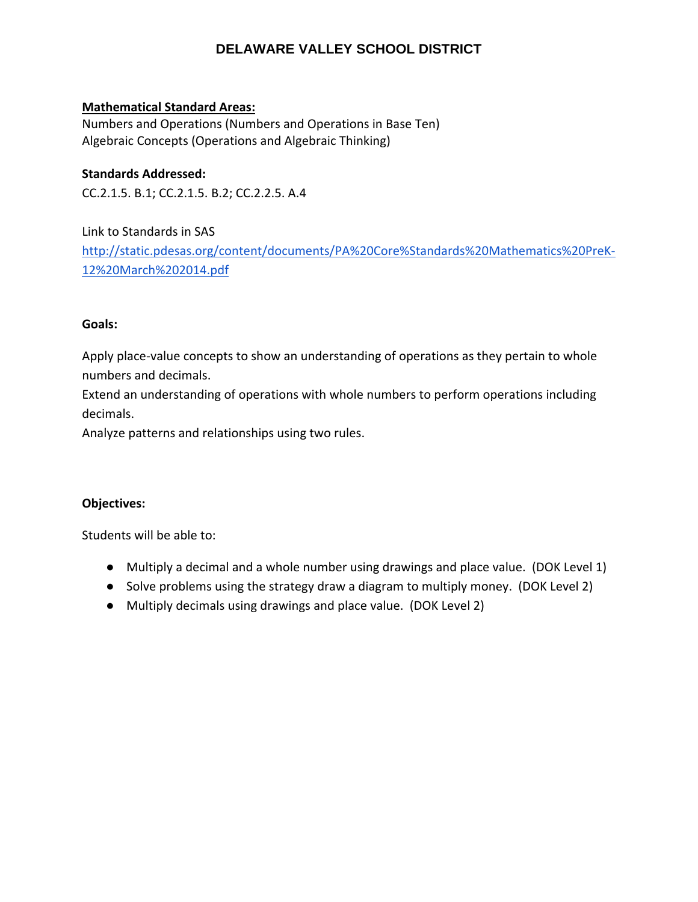# DELAWARE VALLEY SCHOOL DISTRICT

**Mathematical Standard Areas:**

Numbers and Operations (Numbers and Operations in Base Ten)
Algebraic Concepts (Operations and Algebraic Thinking)

**Standards Addressed:**

CC.2.1.5. B.1; CC.2.1.5. B.2; CC.2.2.5. A.4

Link to Standards in SAS
http://static.pdesas.org/content/documents/PA%20Core%Standards%20Mathematics%20PreK-12%20March%202014.pdf

**Goals:**

Apply place-value concepts to show an understanding of operations as they pertain to whole numbers and decimals.
Extend an understanding of operations with whole numbers to perform operations including decimals.
Analyze patterns and relationships using two rules.

**Objectives:**

Students will be able to:

- Multiply a decimal and a whole number using drawings and place value. (DOK Level 1)
- Solve problems using the strategy draw a diagram to multiply money. (DOK Level 2)
- Multiply decimals using drawings and place value. (DOK Level 2)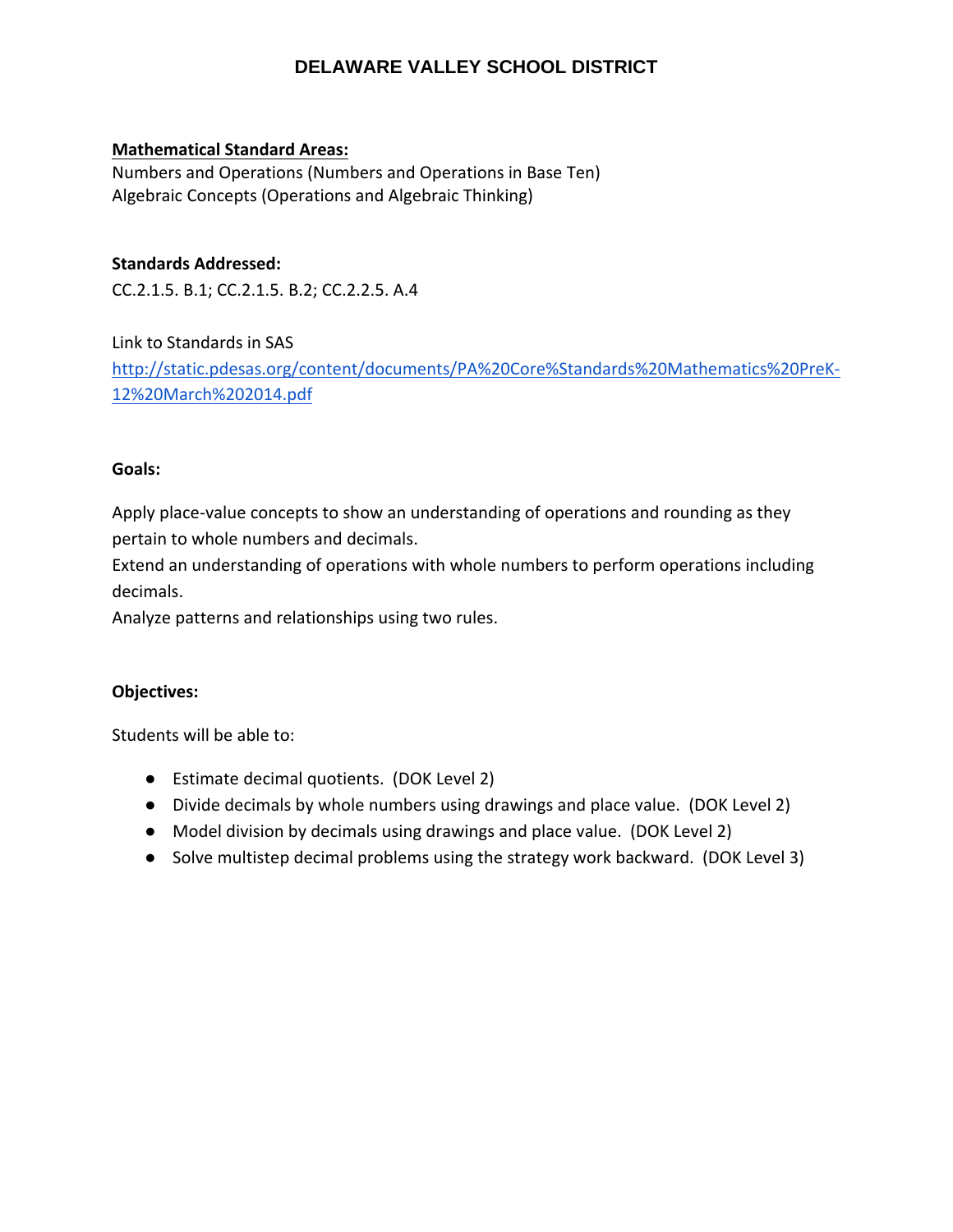# DELAWARE VALLEY SCHOOL DISTRICT

**Mathematical Standard Areas:**

Numbers and Operations (Numbers and Operations in Base Ten)
Algebraic Concepts (Operations and Algebraic Thinking)

**Standards Addressed:**

CC.2.1.5. B.1; CC.2.1.5. B.2; CC.2.2.5. A.4

Link to Standards in SAS
[http://static.pdesas.org/content/documents/PA%20Core%Standards%20Mathematics%20PreK-12%20March%202014.pdf](http://static.pdesas.org/content/documents/PA%20Core%Standards%20Mathematics%20PreK-12%20March%202014.pdf)

**Goals:**

Apply place-value concepts to show an understanding of operations and rounding as they pertain to whole numbers and decimals.
Extend an understanding of operations with whole numbers to perform operations including decimals.
Analyze patterns and relationships using two rules.

**Objectives:**

Students will be able to:

- Estimate decimal quotients. (DOK Level 2)
- Divide decimals by whole numbers using drawings and place value. (DOK Level 2)
- Model division by decimals using drawings and place value. (DOK Level 2)
- Solve multistep decimal problems using the strategy work backward. (DOK Level 3)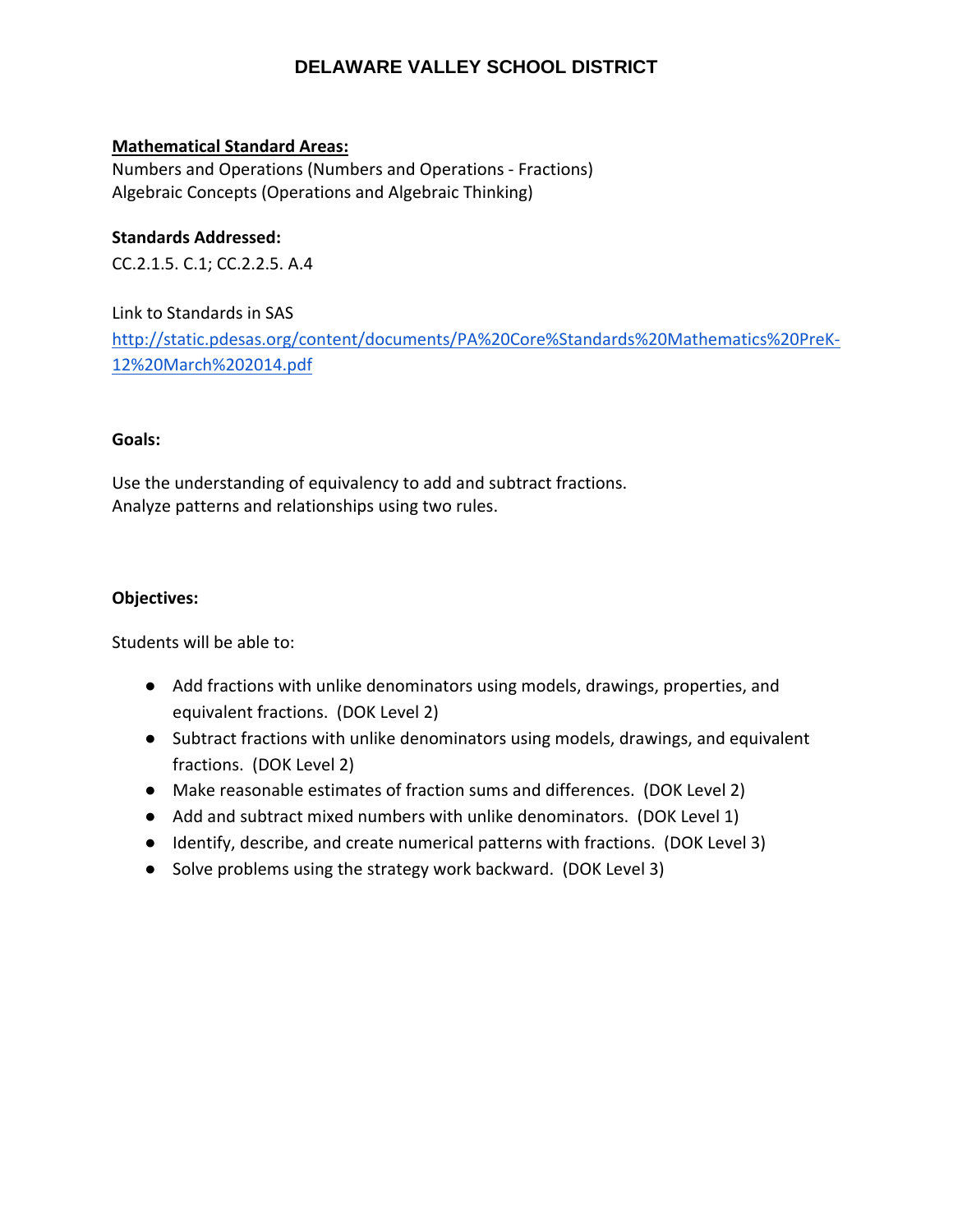# DELAWARE VALLEY SCHOOL DISTRICT

**Mathematical Standard Areas:**

Numbers and Operations (Numbers and Operations - Fractions)
Algebraic Concepts (Operations and Algebraic Thinking)

**Standards Addressed:**

CC.2.1.5. C.1; CC.2.2.5. A.4

Link to Standards in SAS
http://static.pdesas.org/content/documents/PA%20Core%Standards%20Mathematics%20PreK-12%20March%202014.pdf

**Goals:**

Use the understanding of equivalency to add and subtract fractions.
Analyze patterns and relationships using two rules.

**Objectives:**

Students will be able to:

- Add fractions with unlike denominators using models, drawings, properties, and equivalent fractions. (DOK Level 2)
- Subtract fractions with unlike denominators using models, drawings, and equivalent fractions. (DOK Level 2)
- Make reasonable estimates of fraction sums and differences. (DOK Level 2)
- Add and subtract mixed numbers with unlike denominators. (DOK Level 1)
- Identify, describe, and create numerical patterns with fractions. (DOK Level 3)
- Solve problems using the strategy work backward. (DOK Level 3)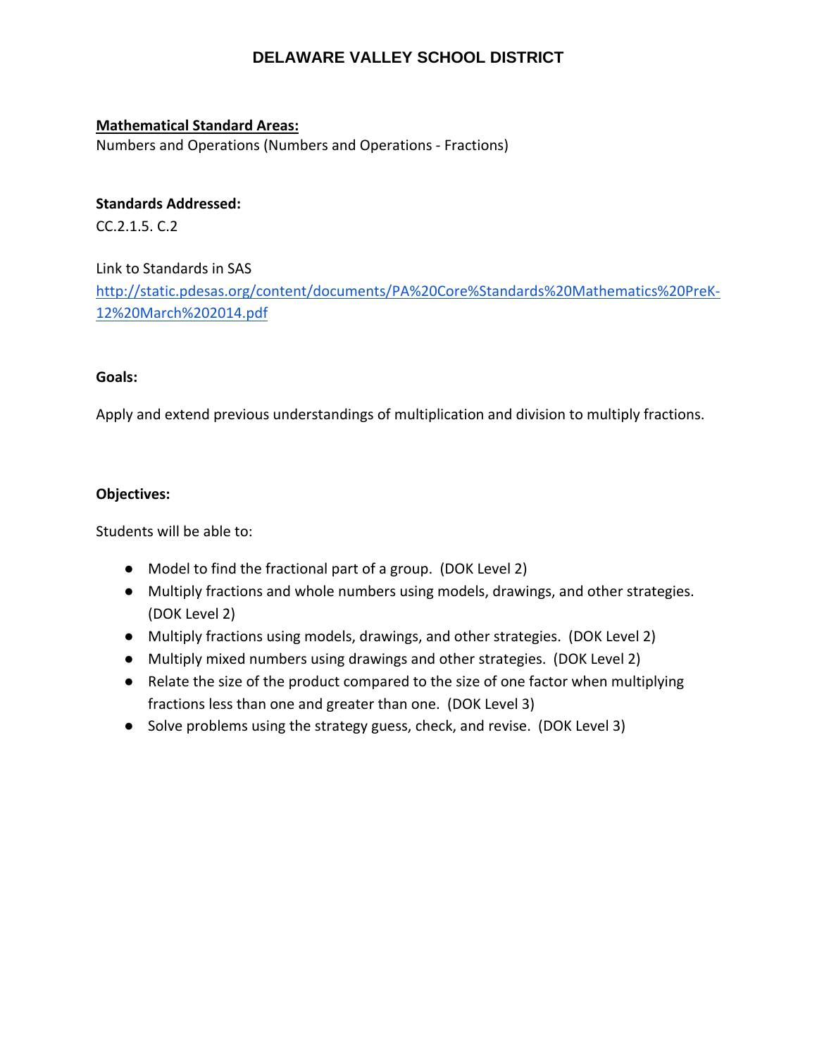# DELAWARE VALLEY SCHOOL DISTRICT

**Mathematical Standard Areas:**

Numbers and Operations (Numbers and Operations - Fractions)

**Standards Addressed:**

CC.2.1.5. C.2

Link to Standards in SAS

[http://static.pdesas.org/content/documents/PA%20Core%Standards%20Mathematics%20PreK-12%20March%202014.pdf](http://static.pdesas.org/content/documents/PA%20Core%Standards%20Mathematics%20PreK-12%20March%202014.pdf)

**Goals:**

Apply and extend previous understandings of multiplication and division to multiply fractions.

**Objectives:**

Students will be able to:

- Model to find the fractional part of a group. (DOK Level 2)
- Multiply fractions and whole numbers using models, drawings, and other strategies. (DOK Level 2)
- Multiply fractions using models, drawings, and other strategies. (DOK Level 2)
- Multiply mixed numbers using drawings and other strategies. (DOK Level 2)
- Relate the size of the product compared to the size of one factor when multiplying fractions less than one and greater than one. (DOK Level 3)
- Solve problems using the strategy guess, check, and revise. (DOK Level 3)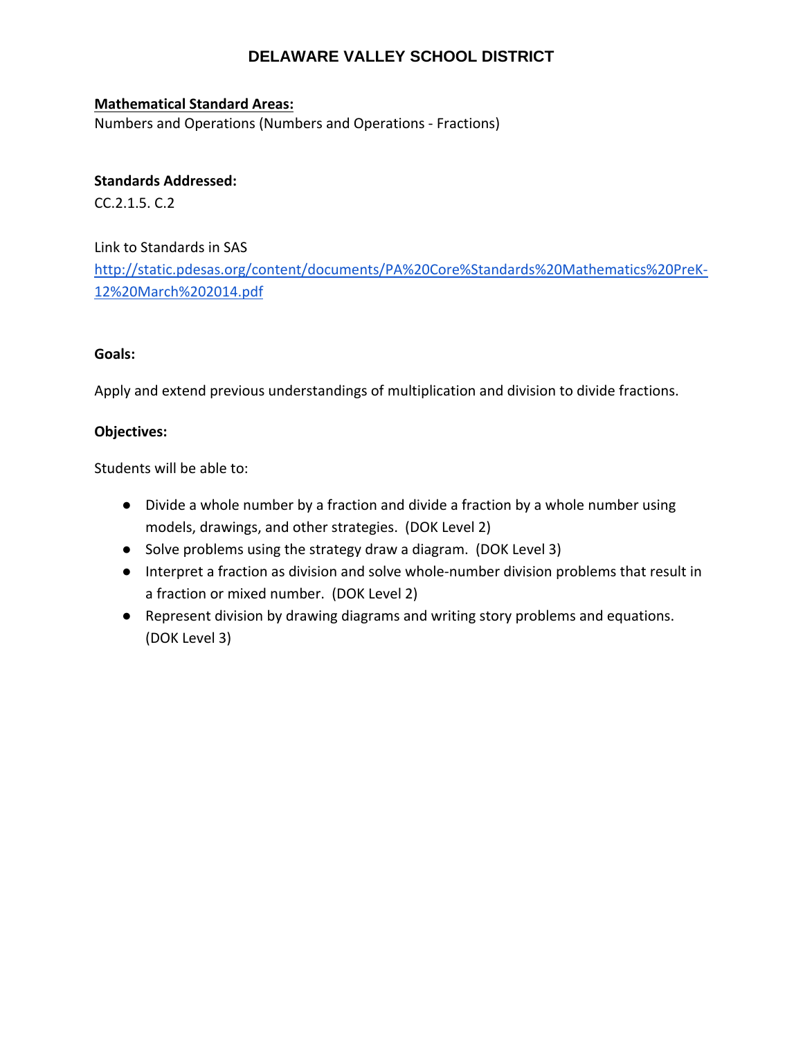# DELAWARE VALLEY SCHOOL DISTRICT

**Mathematical Standard Areas:**
Numbers and Operations (Numbers and Operations - Fractions)

**Standards Addressed:**
CC.2.1.5. C.2

Link to Standards in SAS
http://static.pdesas.org/content/documents/PA%20Core%Standards%20Mathematics%20PreK-12%20March%202014.pdf

**Goals:**

Apply and extend previous understandings of multiplication and division to divide fractions.

**Objectives:**

Students will be able to:

- Divide a whole number by a fraction and divide a fraction by a whole number using models, drawings, and other strategies. (DOK Level 2)
- Solve problems using the strategy draw a diagram. (DOK Level 3)
- Interpret a fraction as division and solve whole-number division problems that result in a fraction or mixed number. (DOK Level 2)
- Represent division by drawing diagrams and writing story problems and equations. (DOK Level 3)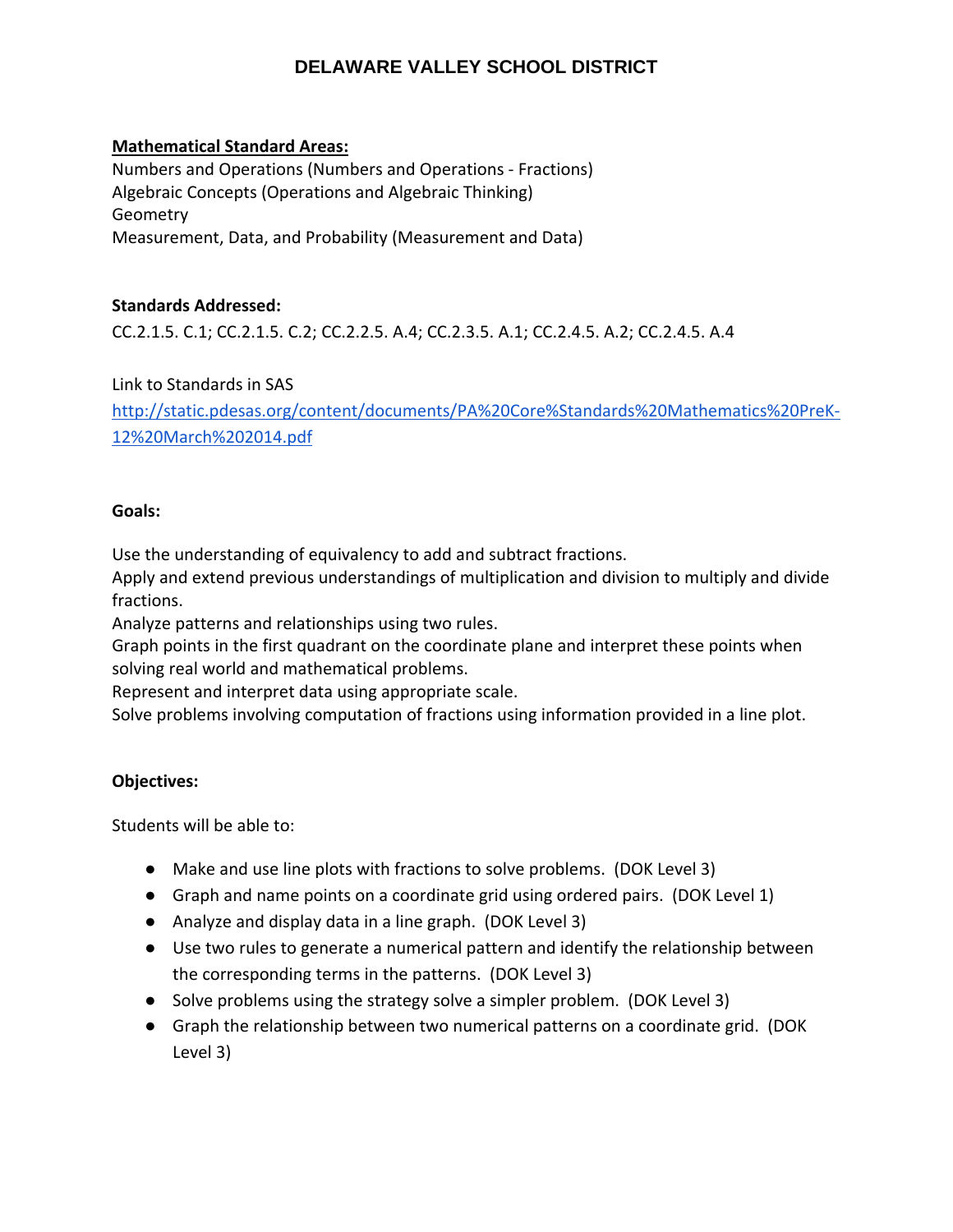# DELAWARE VALLEY SCHOOL DISTRICT

**Mathematical Standard Areas:**

Numbers and Operations (Numbers and Operations - Fractions)
Algebraic Concepts (Operations and Algebraic Thinking)
Geometry
Measurement, Data, and Probability (Measurement and Data)

**Standards Addressed:**

CC.2.1.5. C.1; CC.2.1.5. C.2; CC.2.2.5. A.4; CC.2.3.5. A.1; CC.2.4.5. A.2; CC.2.4.5. A.4

Link to Standards in SAS
[http://static.pdesas.org/content/documents/PA%20Core%Standards%20Mathematics%20PreK-12%20March%202014.pdf](http://static.pdesas.org/content/documents/PA%20Core%Standards%20Mathematics%20PreK-12%20March%202014.pdf)

**Goals:**

Use the understanding of equivalency to add and subtract fractions.
Apply and extend previous understandings of multiplication and division to multiply and divide fractions.
Analyze patterns and relationships using two rules.
Graph points in the first quadrant on the coordinate plane and interpret these points when solving real world and mathematical problems.
Represent and interpret data using appropriate scale.
Solve problems involving computation of fractions using information provided in a line plot.

**Objectives:**

Students will be able to:

- Make and use line plots with fractions to solve problems. (DOK Level 3)
- Graph and name points on a coordinate grid using ordered pairs. (DOK Level 1)
- Analyze and display data in a line graph. (DOK Level 3)
- Use two rules to generate a numerical pattern and identify the relationship between the corresponding terms in the patterns. (DOK Level 3)
- Solve problems using the strategy solve a simpler problem. (DOK Level 3)
- Graph the relationship between two numerical patterns on a coordinate grid. (DOK Level 3)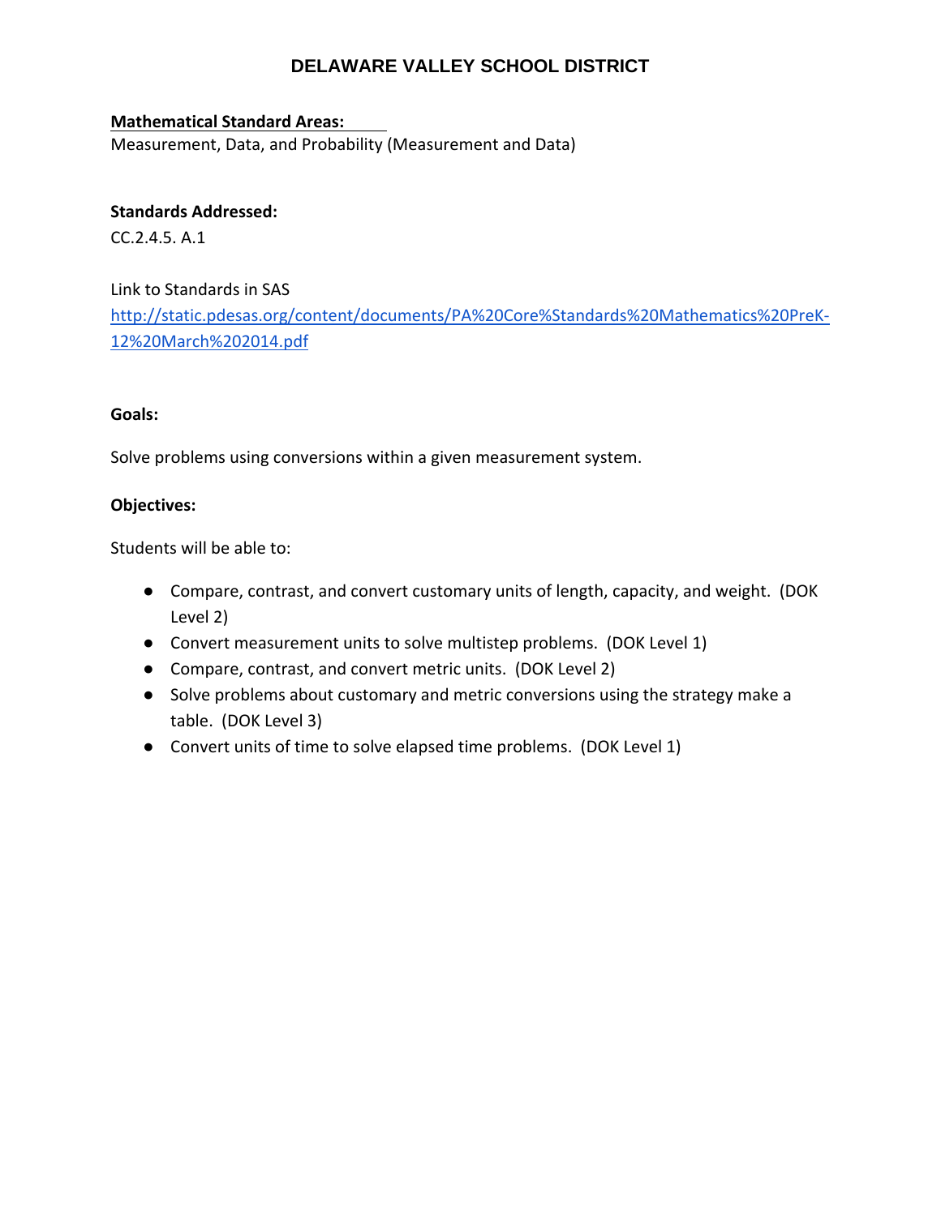# DELAWARE VALLEY SCHOOL DISTRICT

**Mathematical Standard Areas:**

Measurement, Data, and Probability (Measurement and Data)

**Standards Addressed:**

CC.2.4.5. A.1

Link to Standards in SAS

http://static.pdesas.org/content/documents/PA%20Core%Standards%20Mathematics%20PreK-12%20March%202014.pdf

**Goals:**

Solve problems using conversions within a given measurement system.

**Objectives:**

Students will be able to:

- Compare, contrast, and convert customary units of length, capacity, and weight. (DOK Level 2)
- Convert measurement units to solve multistep problems. (DOK Level 1)
- Compare, contrast, and convert metric units. (DOK Level 2)
- Solve problems about customary and metric conversions using the strategy make a table. (DOK Level 3)
- Convert units of time to solve elapsed time problems. (DOK Level 1)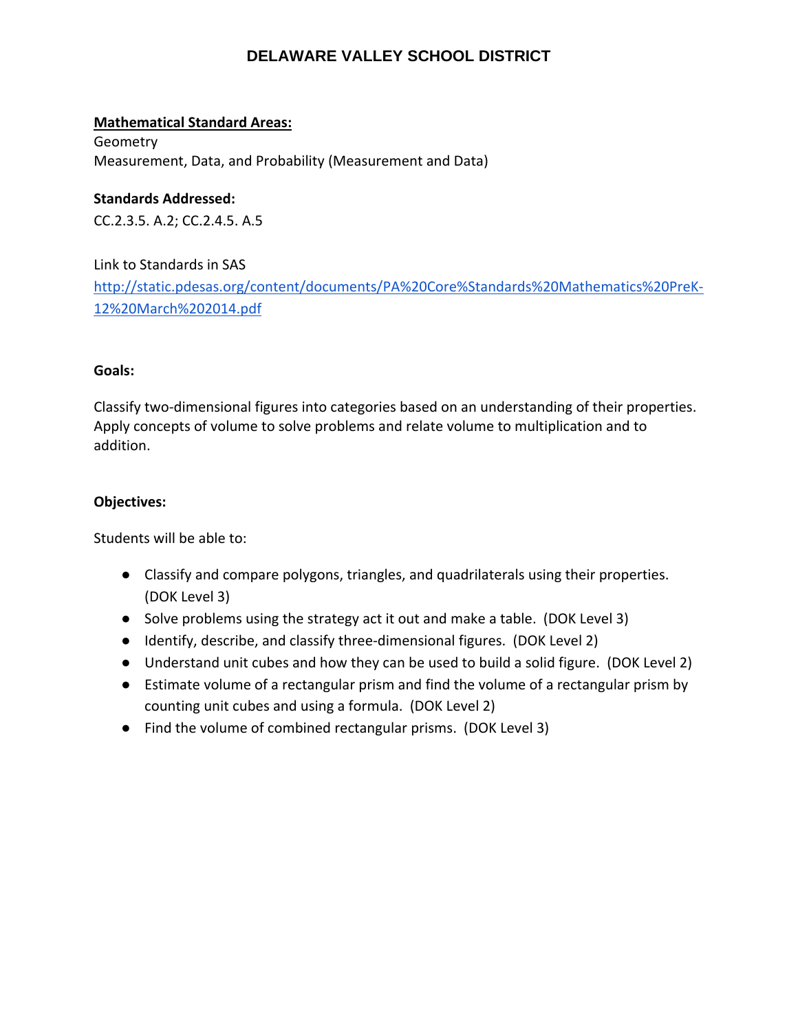**Mathematical Standard Areas:**
Geometry
Measurement, Data, and Probability (Measurement and Data)

**Standards Addressed:**
CC.2.3.5. A.2; CC.2.4.5. A.5

Link to Standards in SAS
http://static.pdesas.org/content/documents/PA%20Core%Standards%20Mathematics%20PreK-12%20March%202014.pdf

**Goals:**

Classify two-dimensional figures into categories based on an understanding of their properties. Apply concepts of volume to solve problems and relate volume to multiplication and to addition.

**Objectives:**

Students will be able to:

- Classify and compare polygons, triangles, and quadrilaterals using their properties. (DOK Level 3)
- Solve problems using the strategy act it out and make a table. (DOK Level 3)
- Identify, describe, and classify three-dimensional figures. (DOK Level 2)
- Understand unit cubes and how they can be used to build a solid figure. (DOK Level 2)
- Estimate volume of a rectangular prism and find the volume of a rectangular prism by counting unit cubes and using a formula. (DOK Level 2)
- Find the volume of combined rectangular prisms. (DOK Level 3)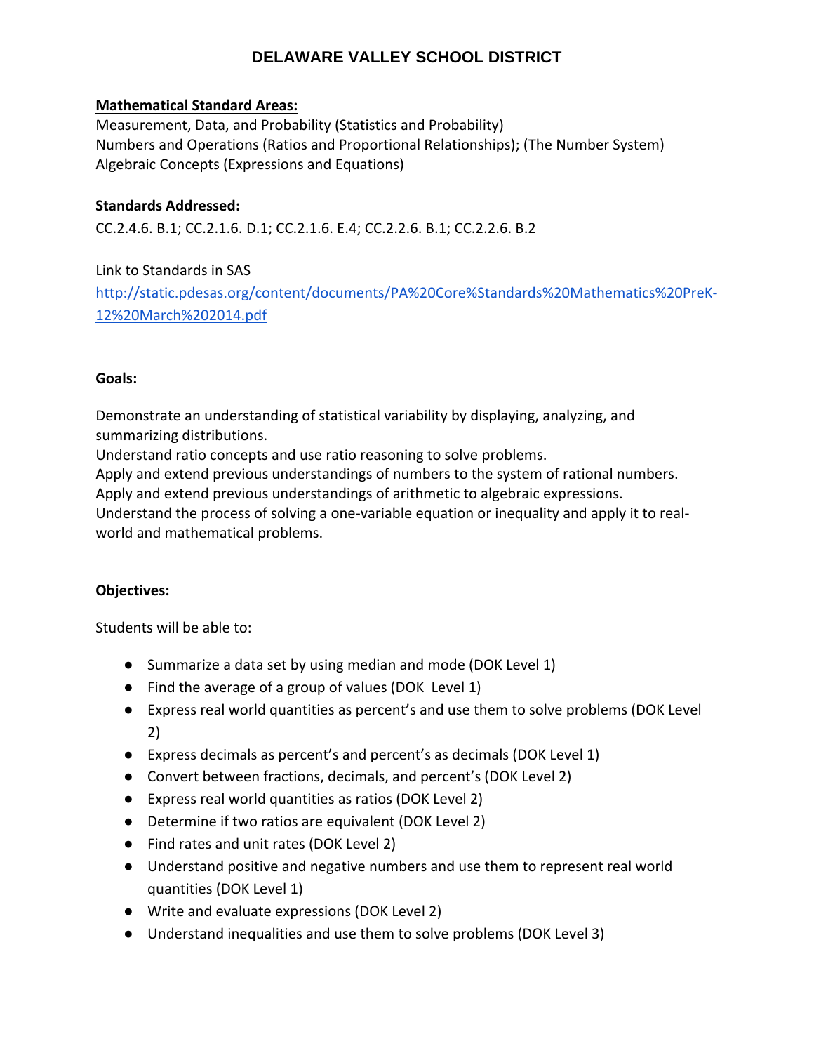# DELAWARE VALLEY SCHOOL DISTRICT

**Mathematical Standard Areas:**

Measurement, Data, and Probability (Statistics and Probability)
Numbers and Operations (Ratios and Proportional Relationships); (The Number System)
Algebraic Concepts (Expressions and Equations)

**Standards Addressed:**

CC.2.4.6. B.1; CC.2.1.6. D.1; CC.2.1.6. E.4; CC.2.2.6. B.1; CC.2.2.6. B.2

Link to Standards in SAS
[http://static.pdesas.org/content/documents/PA%20Core%Standards%20Mathematics%20PreK-12%20March%202014.pdf](http://static.pdesas.org/content/documents/PA%20Core%Standards%20Mathematics%20PreK-12%20March%202014.pdf)

**Goals:**

Demonstrate an understanding of statistical variability by displaying, analyzing, and summarizing distributions.
Understand ratio concepts and use ratio reasoning to solve problems.
Apply and extend previous understandings of numbers to the system of rational numbers.
Apply and extend previous understandings of arithmetic to algebraic expressions.
Understand the process of solving a one-variable equation or inequality and apply it to real-world and mathematical problems.

**Objectives:**

Students will be able to:

- Summarize a data set by using median and mode (DOK Level 1)
- Find the average of a group of values (DOK Level 1)
- Express real world quantities as percent's and use them to solve problems (DOK Level 2)
- Express decimals as percent's and percent's as decimals (DOK Level 1)
- Convert between fractions, decimals, and percent's (DOK Level 2)
- Express real world quantities as ratios (DOK Level 2)
- Determine if two ratios are equivalent (DOK Level 2)
- Find rates and unit rates (DOK Level 2)
- Understand positive and negative numbers and use them to represent real world quantities (DOK Level 1)
- Write and evaluate expressions (DOK Level 2)
- Understand inequalities and use them to solve problems (DOK Level 3)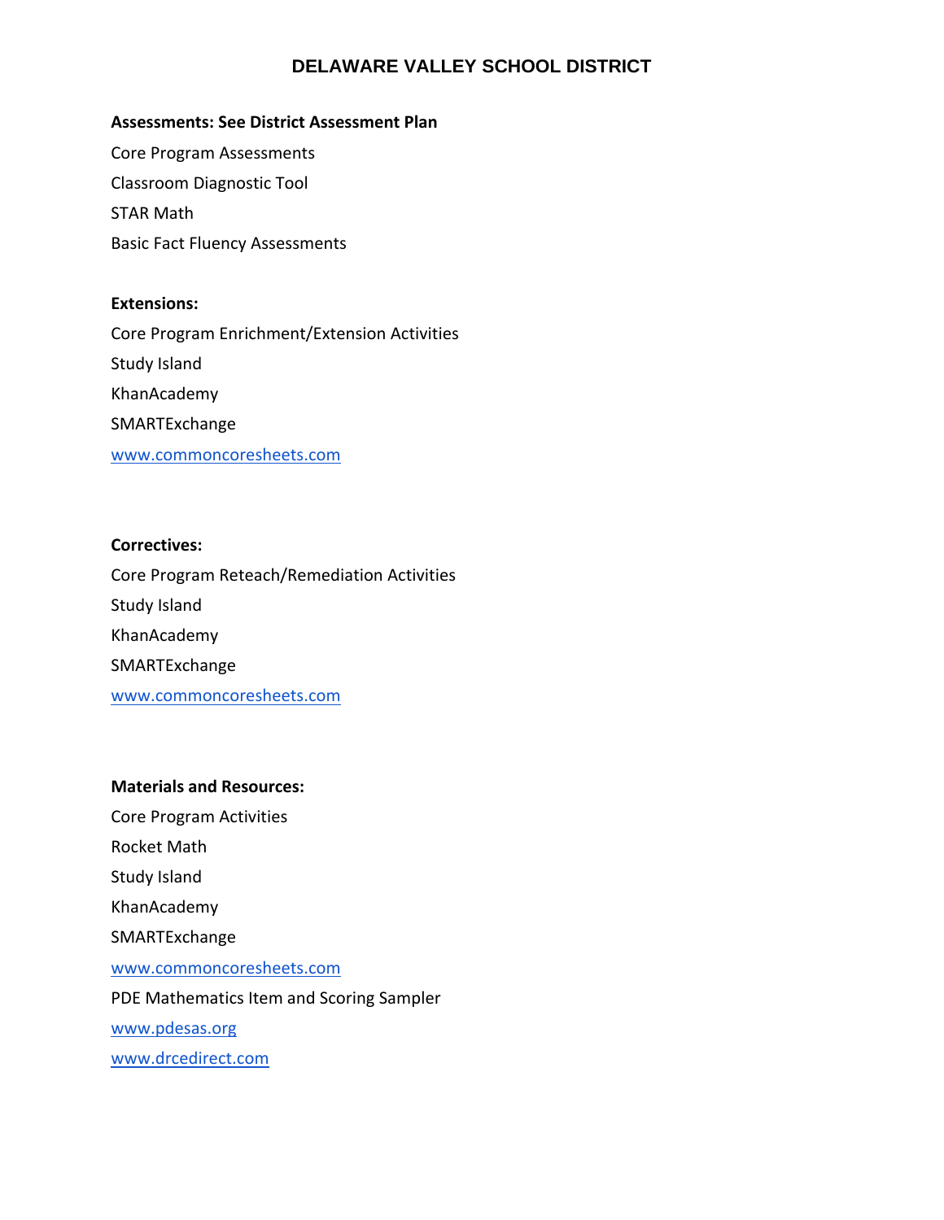# DELAWARE VALLEY SCHOOL DISTRICT

**Assessments: See District Assessment Plan**

Core Program Assessments

Classroom Diagnostic Tool

STAR Math

Basic Fact Fluency Assessments

**Extensions:**

Core Program Enrichment/Extension Activities

Study Island

KhanAcademy

SMARTExchange

www.commoncoresheets.com

**Correctives:**

Core Program Reteach/Remediation Activities

Study Island

KhanAcademy

SMARTExchange

www.commoncoresheets.com

**Materials and Resources:**

Core Program Activities

Rocket Math

Study Island

KhanAcademy

SMARTExchange

www.commoncoresheets.com

PDE Mathematics Item and Scoring Sampler

www.pdesas.org

www.drcedirect.com